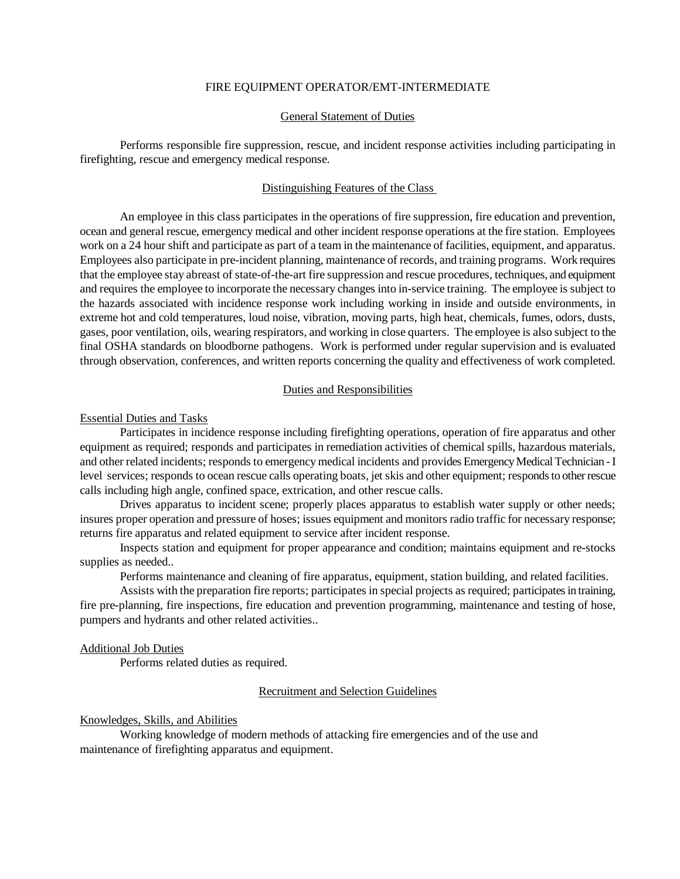# FIRE EQUIPMENT OPERATOR/EMT-INTERMEDIATE

## General Statement of Duties

Performs responsible fire suppression, rescue, and incident response activities including participating in firefighting, rescue and emergency medical response.

## Distinguishing Features of the Class

An employee in this class participates in the operations of fire suppression, fire education and prevention, ocean and general rescue, emergency medical and other incident response operations at the fire station. Employees work on a 24 hour shift and participate as part of a team in the maintenance of facilities, equipment, and apparatus. Employees also participate in pre-incident planning, maintenance of records, and training programs. Work requires that the employee stay abreast of state-of-the-art fire suppression and rescue procedures, techniques, and equipment and requires the employee to incorporate the necessary changes into in-service training. The employee is subject to the hazards associated with incidence response work including working in inside and outside environments, in extreme hot and cold temperatures, loud noise, vibration, moving parts, high heat, chemicals, fumes, odors, dusts, gases, poor ventilation, oils, wearing respirators, and working in close quarters. The employee is also subject to the final OSHA standards on bloodborne pathogens. Work is performed under regular supervision and is evaluated through observation, conferences, and written reports concerning the quality and effectiveness of work completed.

## Duties and Responsibilities

### Essential Duties and Tasks

Participates in incidence response including firefighting operations, operation of fire apparatus and other equipment as required; responds and participates in remediation activities of chemical spills, hazardous materials, and other related incidents; responds to emergency medical incidents and provides Emergency Medical Technician - I level services; responds to ocean rescue calls operating boats, jet skis and other equipment; responds to other rescue calls including high angle, confined space, extrication, and other rescue calls.

Drives apparatus to incident scene; properly places apparatus to establish water supply or other needs; insures proper operation and pressure of hoses; issues equipment and monitors radio traffic for necessary response; returns fire apparatus and related equipment to service after incident response.

Inspects station and equipment for proper appearance and condition; maintains equipment and re-stocks supplies as needed..

Performs maintenance and cleaning of fire apparatus, equipment, station building, and related facilities.

Assists with the preparation fire reports; participates in special projects as required; participates in training, fire pre-planning, fire inspections, fire education and prevention programming, maintenance and testing of hose, pumpers and hydrants and other related activities..

### Additional Job Duties

Performs related duties as required.

## Recruitment and Selection Guidelines

### Knowledges, Skills, and Abilities

Working knowledge of modern methods of attacking fire emergencies and of the use and maintenance of firefighting apparatus and equipment.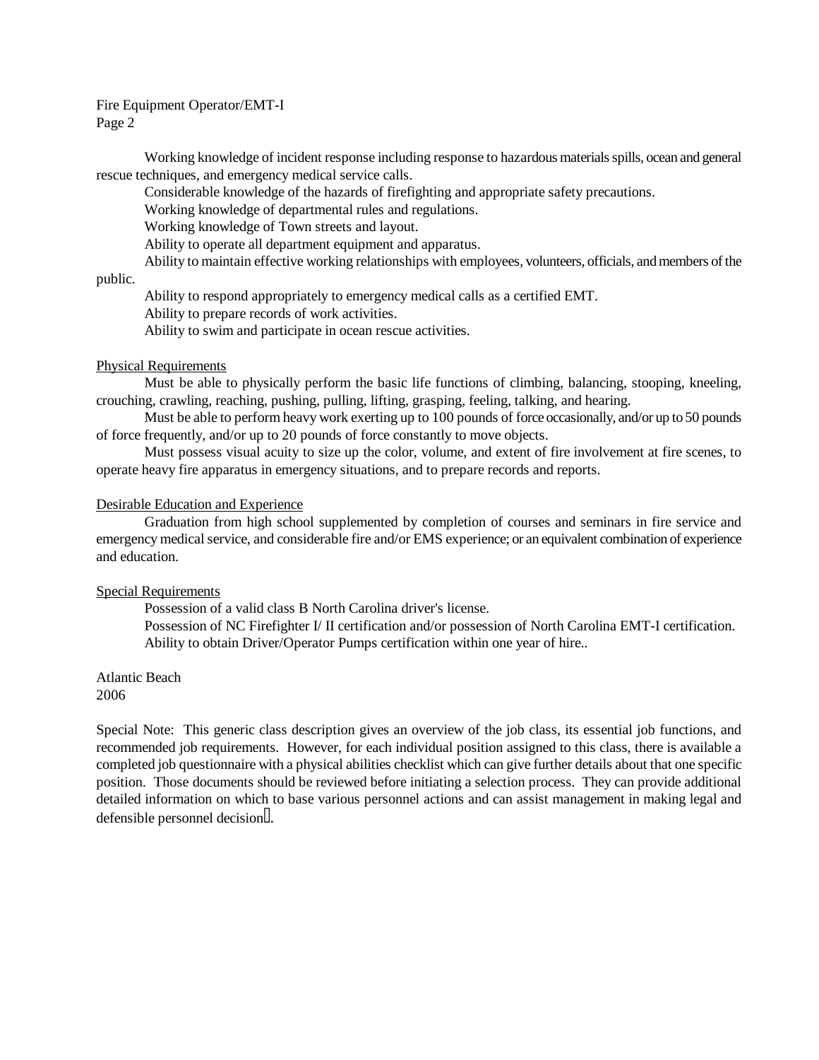Working knowledge of incident response including response to hazardous materials spills, ocean and general rescue techniques, and emergency medical service calls.

Considerable knowledge of the hazards of firefighting and appropriate safety precautions.

Working knowledge of departmental rules and regulations.

Working knowledge of Town streets and layout.

Ability to operate all department equipment and apparatus.

Ability to maintain effective working relationships with employees, volunteers, officials, and members of the public.

Ability to respond appropriately to emergency medical calls as a certified EMT.

Ability to prepare records of work activities.

Ability to swim and participate in ocean rescue activities.

## Physical Requirements

Must be able to physically perform the basic life functions of climbing, balancing, stooping, kneeling, crouching, crawling, reaching, pushing, pulling, lifting, grasping, feeling, talking, and hearing.

Must be able to perform heavy work exerting up to 100 pounds of force occasionally, and/or up to 50 pounds of force frequently, and/or up to 20 pounds of force constantly to move objects.

Must possess visual acuity to size up the color, volume, and extent of fire involvement at fire scenes, to operate heavy fire apparatus in emergency situations, and to prepare records and reports.

## Desirable Education and Experience

Graduation from high school supplemented by completion of courses and seminars in fire service and emergency medical service, and considerable fire and/or EMS experience; or an equivalent combination of experience and education.

## Special Requirements

Possession of a valid class B North Carolina driver's license.

Possession of NC Firefighter I/ II certification and/or possession of North Carolina EMT-I certification.

Ability to obtain Driver/Operator Pumps certification within one year of hire..

Atlantic Beach
2006

Special Note: This generic class description gives an overview of the job class, its essential job functions, and recommended job requirements. However, for each individual position assigned to this class, there is available a completed job questionnaire with a physical abilities checklist which can give further details about that one specific position. Those documents should be reviewed before initiating a selection process. They can provide additional detailed information on which to base various personnel actions and can assist management in making legal and defensible personnel decision.